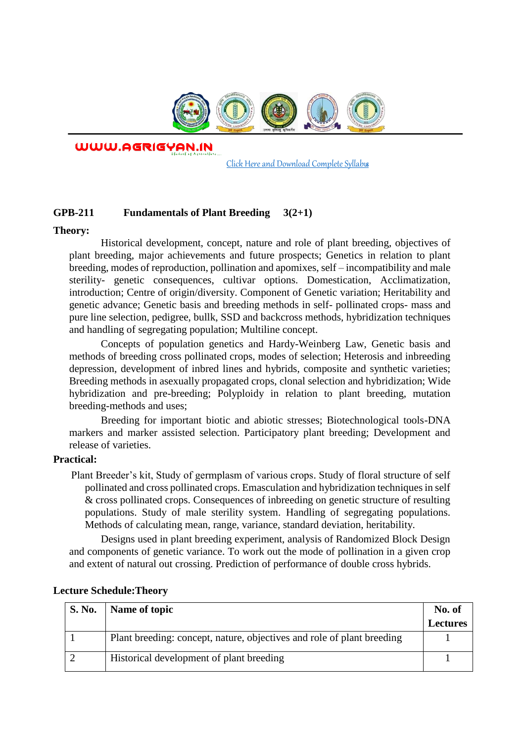WWW.AGRIGYAN.IN

Click Here and Download Complete Syllabus

**GPB-211 Fundamentals of Plant Breeding 3(2+1)**

**Theory:**

Historical development, concept, nature and role of plant breeding, objectives of plant breeding, major achievements and future prospects; Genetics in relation to plant breeding, modes of reproduction, pollination and apomixes, self – incompatibility and male sterility- genetic consequences, cultivar options. Domestication, Acclimatization, introduction; Centre of origin/diversity. Component of Genetic variation; Heritability and genetic advance; Genetic basis and breeding methods in self- pollinated crops- mass and pure line selection, pedigree, bullk, SSD and backcross methods, hybridization techniques and handling of segregating population; Multiline concept.

Concepts of population genetics and Hardy-Weinberg Law, Genetic basis and methods of breeding cross pollinated crops, modes of selection; Heterosis and inbreeding depression, development of inbred lines and hybrids, composite and synthetic varieties; Breeding methods in asexually propagated crops, clonal selection and hybridization; Wide hybridization and pre-breeding; Polyploidy in relation to plant breeding, mutation breeding-methods and uses;

Breeding for important biotic and abiotic stresses; Biotechnological tools-DNA markers and marker assisted selection. Participatory plant breeding; Development and release of varieties.

**Practical:**

Plant Breeder's kit, Study of germplasm of various crops. Study of floral structure of self pollinated and cross pollinated crops. Emasculation and hybridization techniques in self & cross pollinated crops. Consequences of inbreeding on genetic structure of resulting populations. Study of male sterility system. Handling of segregating populations. Methods of calculating mean, range, variance, standard deviation, heritability.

Designs used in plant breeding experiment, analysis of Randomized Block Design and components of genetic variance. To work out the mode of pollination in a given crop and extent of natural out crossing. Prediction of performance of double cross hybrids.

**Lecture Schedule:Theory**

| S. No. | Name of topic | No. of Lectures |
|---|---|---|
| 1 | Plant breeding: concept, nature, objectives and role of plant breeding | 1 |
| 2 | Historical development of plant breeding | 1 |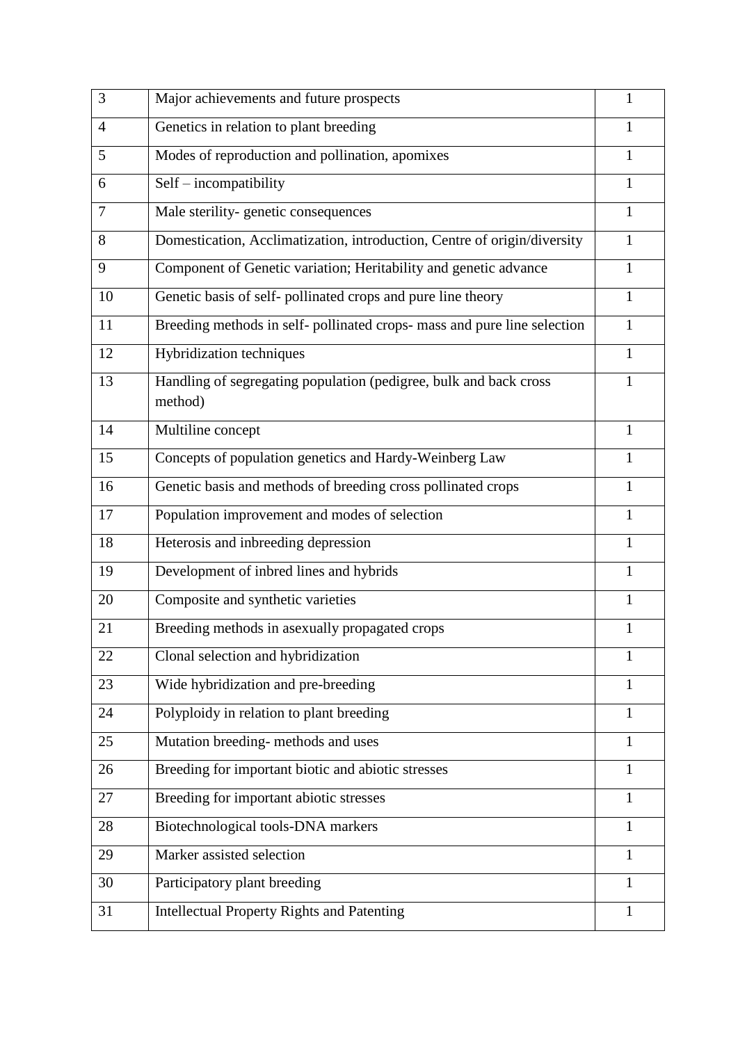| | | |
|---|---|---|
| 3 | Major achievements and future prospects | 1 |
| 4 | Genetics in relation to plant breeding | 1 |
| 5 | Modes of reproduction and pollination, apomixes | 1 |
| 6 | Self – incompatibility | 1 |
| 7 | Male sterility- genetic consequences | 1 |
| 8 | Domestication, Acclimatization, introduction, Centre of origin/diversity | 1 |
| 9 | Component of Genetic variation; Heritability and genetic advance | 1 |
| 10 | Genetic basis of self- pollinated crops and pure line theory | 1 |
| 11 | Breeding methods in self- pollinated crops- mass and pure line selection | 1 |
| 12 | Hybridization techniques | 1 |
| 13 | Handling of segregating population (pedigree, bulk and back cross method) | 1 |
| 14 | Multiline concept | 1 |
| 15 | Concepts of population genetics and Hardy-Weinberg Law | 1 |
| 16 | Genetic basis and methods of breeding cross pollinated crops | 1 |
| 17 | Population improvement and modes of selection | 1 |
| 18 | Heterosis and inbreeding depression | 1 |
| 19 | Development of inbred lines and hybrids | 1 |
| 20 | Composite and synthetic varieties | 1 |
| 21 | Breeding methods in asexually propagated crops | 1 |
| 22 | Clonal selection and hybridization | 1 |
| 23 | Wide hybridization and pre-breeding | 1 |
| 24 | Polyploidy in relation to plant breeding | 1 |
| 25 | Mutation breeding- methods and uses | 1 |
| 26 | Breeding for important biotic and abiotic stresses | 1 |
| 27 | Breeding for important abiotic stresses | 1 |
| 28 | Biotechnological tools-DNA markers | 1 |
| 29 | Marker assisted selection | 1 |
| 30 | Participatory plant breeding | 1 |
| 31 | Intellectual Property Rights and Patenting | 1 |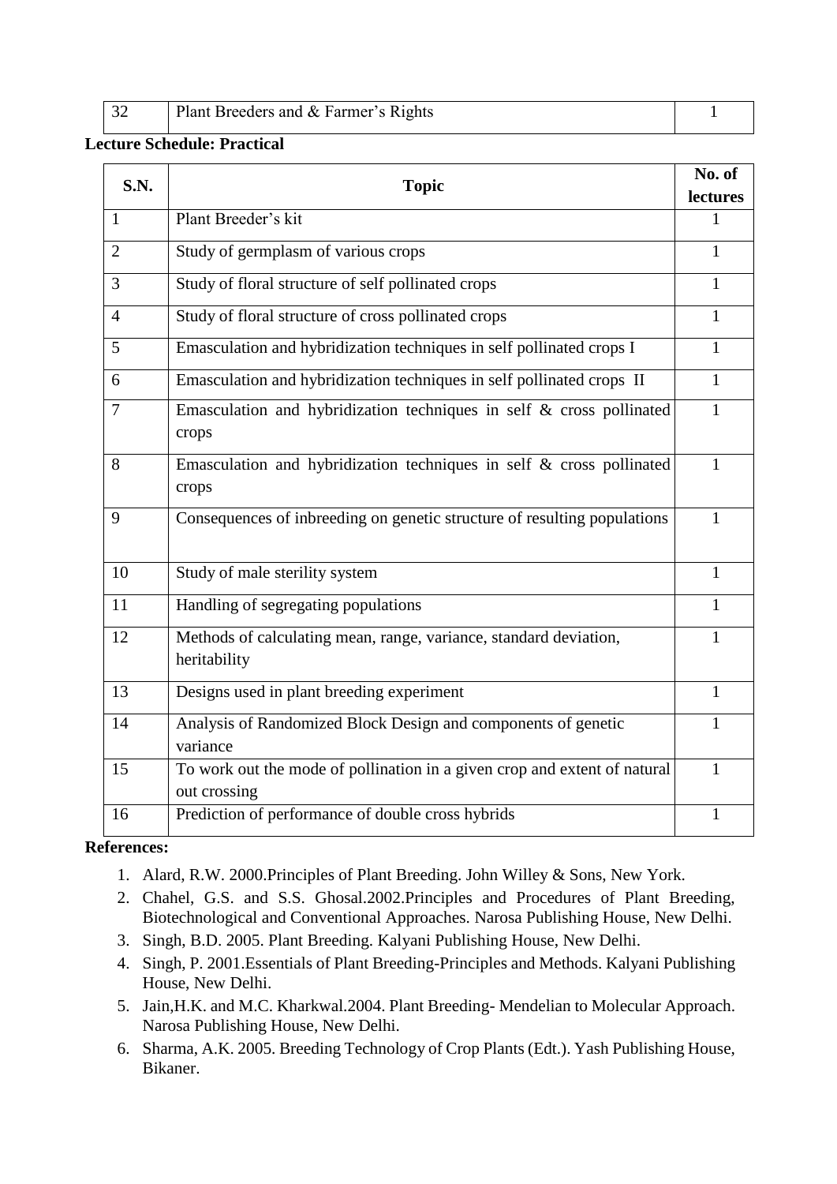| 32 | Plant Breeders and & Farmer's Rights | 1 |
|---|---|---|

**Lecture Schedule: Practical**

| S.N. | Topic | No. of lectures |
|---|---|---|
| 1 | Plant Breeder's kit | 1 |
| 2 | Study of germplasm of various crops | 1 |
| 3 | Study of floral structure of self pollinated crops | 1 |
| 4 | Study of floral structure of cross pollinated crops | 1 |
| 5 | Emasculation and hybridization techniques in self pollinated crops I | 1 |
| 6 | Emasculation and hybridization techniques in self pollinated crops II | 1 |
| 7 | Emasculation and hybridization techniques in self & cross pollinated crops | 1 |
| 8 | Emasculation and hybridization techniques in self & cross pollinated crops | 1 |
| 9 | Consequences of inbreeding on genetic structure of resulting populations | 1 |
| 10 | Study of male sterility system | 1 |
| 11 | Handling of segregating populations | 1 |
| 12 | Methods of calculating mean, range, variance, standard deviation, heritability | 1 |
| 13 | Designs used in plant breeding experiment | 1 |
| 14 | Analysis of Randomized Block Design and components of genetic variance | 1 |
| 15 | To work out the mode of pollination in a given crop and extent of natural out crossing | 1 |
| 16 | Prediction of performance of double cross hybrids | 1 |

**References:**

1. Alard, R.W. 2000.Principles of Plant Breeding. John Willey & Sons, New York.
2. Chahel, G.S. and S.S. Ghosal.2002.Principles and Procedures of Plant Breeding, Biotechnological and Conventional Approaches. Narosa Publishing House, New Delhi.
3. Singh, B.D. 2005. Plant Breeding. Kalyani Publishing House, New Delhi.
4. Singh, P. 2001.Essentials of Plant Breeding-Principles and Methods. Kalyani Publishing House, New Delhi.
5. Jain,H.K. and M.C. Kharkwal.2004. Plant Breeding- Mendelian to Molecular Approach. Narosa Publishing House, New Delhi.
6. Sharma, A.K. 2005. Breeding Technology of Crop Plants (Edt.). Yash Publishing House, Bikaner.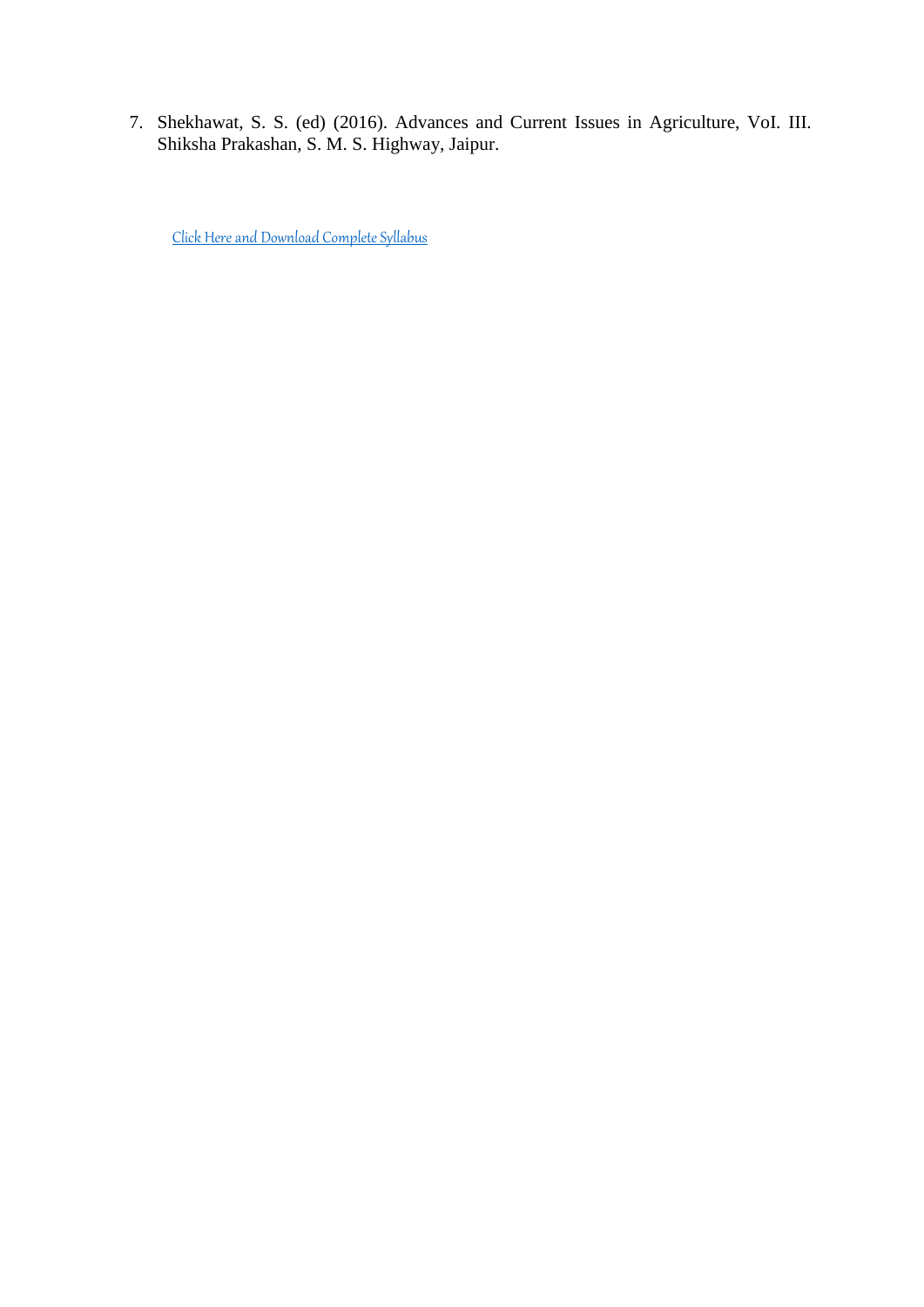7. Shekhawat, S. S. (ed) (2016). Advances and Current Issues in Agriculture, VoI. III. Shiksha Prakashan, S. M. S. Highway, Jaipur.

Click Here and Download Complete Syllabus